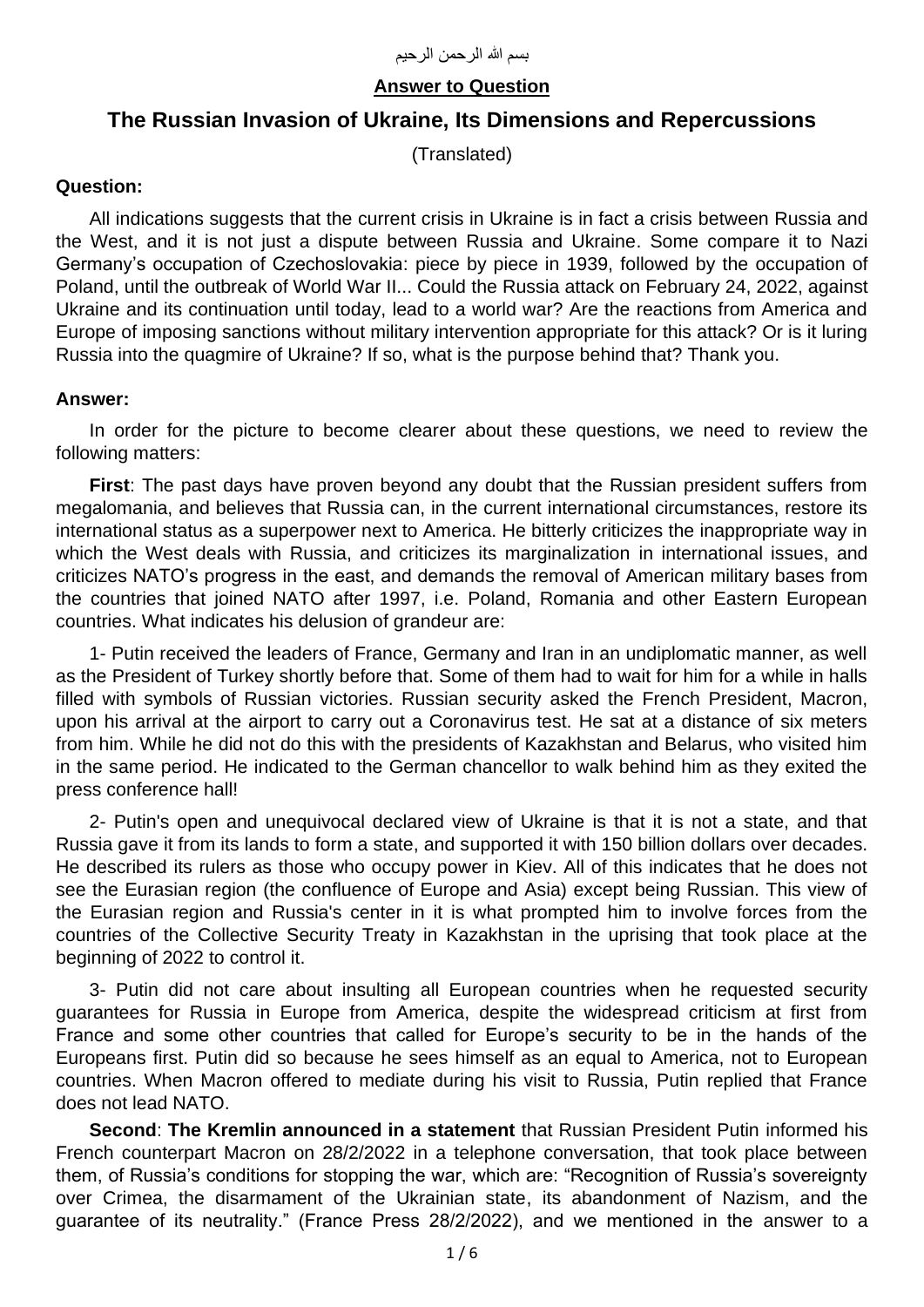بسم الله الرحمن الرحيم

**Answer to Question**

# The Russian Invasion of Ukraine, Its Dimensions and Repercussions

(Translated)

**Question:**

All indications suggests that the current crisis in Ukraine is in fact a crisis between Russia and the West, and it is not just a dispute between Russia and Ukraine. Some compare it to Nazi Germany's occupation of Czechoslovakia: piece by piece in 1939, followed by the occupation of Poland, until the outbreak of World War II... Could the Russia attack on February 24, 2022, against Ukraine and its continuation until today, lead to a world war? Are the reactions from America and Europe of imposing sanctions without military intervention appropriate for this attack? Or is it luring Russia into the quagmire of Ukraine? If so, what is the purpose behind that? Thank you.

**Answer:**

In order for the picture to become clearer about these questions, we need to review the following matters:

**First**: The past days have proven beyond any doubt that the Russian president suffers from megalomania, and believes that Russia can, in the current international circumstances, restore its international status as a superpower next to America. He bitterly criticizes the inappropriate way in which the West deals with Russia, and criticizes its marginalization in international issues, and criticizes NATO's progress in the east, and demands the removal of American military bases from the countries that joined NATO after 1997, i.e. Poland, Romania and other Eastern European countries. What indicates his delusion of grandeur are:

1- Putin received the leaders of France, Germany and Iran in an undiplomatic manner, as well as the President of Turkey shortly before that. Some of them had to wait for him for a while in halls filled with symbols of Russian victories. Russian security asked the French President, Macron, upon his arrival at the airport to carry out a Coronavirus test. He sat at a distance of six meters from him. While he did not do this with the presidents of Kazakhstan and Belarus, who visited him in the same period. He indicated to the German chancellor to walk behind him as they exited the press conference hall!

2- Putin's open and unequivocal declared view of Ukraine is that it is not a state, and that Russia gave it from its lands to form a state, and supported it with 150 billion dollars over decades. He described its rulers as those who occupy power in Kiev. All of this indicates that he does not see the Eurasian region (the confluence of Europe and Asia) except being Russian. This view of the Eurasian region and Russia's center in it is what prompted him to involve forces from the countries of the Collective Security Treaty in Kazakhstan in the uprising that took place at the beginning of 2022 to control it.

3- Putin did not care about insulting all European countries when he requested security guarantees for Russia in Europe from America, despite the widespread criticism at first from France and some other countries that called for Europe's security to be in the hands of the Europeans first. Putin did so because he sees himself as an equal to America, not to European countries. When Macron offered to mediate during his visit to Russia, Putin replied that France does not lead NATO.

**Second**: **The Kremlin announced in a statement** that Russian President Putin informed his French counterpart Macron on 28/2/2022 in a telephone conversation, that took place between them, of Russia's conditions for stopping the war, which are: "Recognition of Russia's sovereignty over Crimea, the disarmament of the Ukrainian state, its abandonment of Nazism, and the guarantee of its neutrality." (France Press 28/2/2022), and we mentioned in the answer to a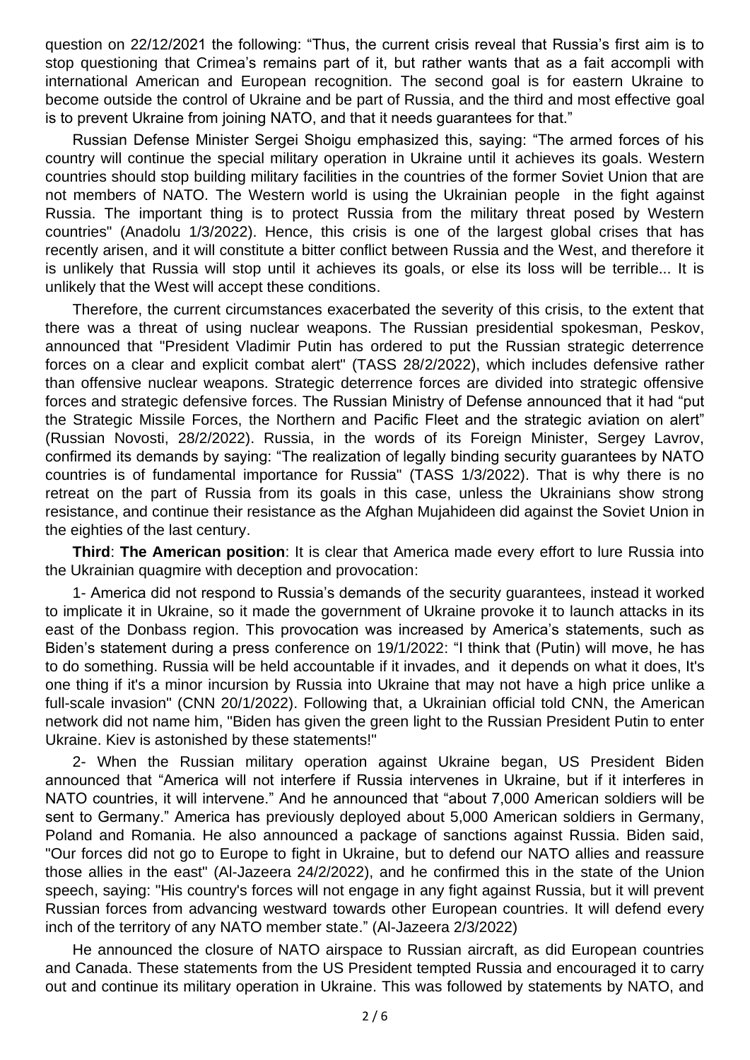question on 22/12/2021 the following: "Thus, the current crisis reveal that Russia's first aim is to stop questioning that Crimea's remains part of it, but rather wants that as a fait accompli with international American and European recognition. The second goal is for eastern Ukraine to become outside the control of Ukraine and be part of Russia, and the third and most effective goal is to prevent Ukraine from joining NATO, and that it needs guarantees for that."

Russian Defense Minister Sergei Shoigu emphasized this, saying: "The armed forces of his country will continue the special military operation in Ukraine until it achieves its goals. Western countries should stop building military facilities in the countries of the former Soviet Union that are not members of NATO. The Western world is using the Ukrainian people in the fight against Russia. The important thing is to protect Russia from the military threat posed by Western countries" (Anadolu 1/3/2022). Hence, this crisis is one of the largest global crises that has recently arisen, and it will constitute a bitter conflict between Russia and the West, and therefore it is unlikely that Russia will stop until it achieves its goals, or else its loss will be terrible... It is unlikely that the West will accept these conditions.

Therefore, the current circumstances exacerbated the severity of this crisis, to the extent that there was a threat of using nuclear weapons. The Russian presidential spokesman, Peskov, announced that "President Vladimir Putin has ordered to put the Russian strategic deterrence forces on a clear and explicit combat alert" (TASS 28/2/2022), which includes defensive rather than offensive nuclear weapons. Strategic deterrence forces are divided into strategic offensive forces and strategic defensive forces. The Russian Ministry of Defense announced that it had "put the Strategic Missile Forces, the Northern and Pacific Fleet and the strategic aviation on alert" (Russian Novosti, 28/2/2022). Russia, in the words of its Foreign Minister, Sergey Lavrov, confirmed its demands by saying: "The realization of legally binding security guarantees by NATO countries is of fundamental importance for Russia" (TASS 1/3/2022). That is why there is no retreat on the part of Russia from its goals in this case, unless the Ukrainians show strong resistance, and continue their resistance as the Afghan Mujahideen did against the Soviet Union in the eighties of the last century.

**Third**: **The American position**: It is clear that America made every effort to lure Russia into the Ukrainian quagmire with deception and provocation:

1- America did not respond to Russia's demands of the security guarantees, instead it worked to implicate it in Ukraine, so it made the government of Ukraine provoke it to launch attacks in its east of the Donbass region. This provocation was increased by America's statements, such as Biden's statement during a press conference on 19/1/2022: "I think that (Putin) will move, he has to do something. Russia will be held accountable if it invades, and it depends on what it does, It's one thing if it's a minor incursion by Russia into Ukraine that may not have a high price unlike a full-scale invasion" (CNN 20/1/2022). Following that, a Ukrainian official told CNN, the American network did not name him, "Biden has given the green light to the Russian President Putin to enter Ukraine. Kiev is astonished by these statements!"

2- When the Russian military operation against Ukraine began, US President Biden announced that "America will not interfere if Russia intervenes in Ukraine, but if it interferes in NATO countries, it will intervene." And he announced that "about 7,000 American soldiers will be sent to Germany." America has previously deployed about 5,000 American soldiers in Germany, Poland and Romania. He also announced a package of sanctions against Russia. Biden said, "Our forces did not go to Europe to fight in Ukraine, but to defend our NATO allies and reassure those allies in the east" (Al-Jazeera 24/2/2022), and he confirmed this in the state of the Union speech, saying: "His country's forces will not engage in any fight against Russia, but it will prevent Russian forces from advancing westward towards other European countries. It will defend every inch of the territory of any NATO member state." (Al-Jazeera 2/3/2022)

He announced the closure of NATO airspace to Russian aircraft, as did European countries and Canada. These statements from the US President tempted Russia and encouraged it to carry out and continue its military operation in Ukraine. This was followed by statements by NATO, and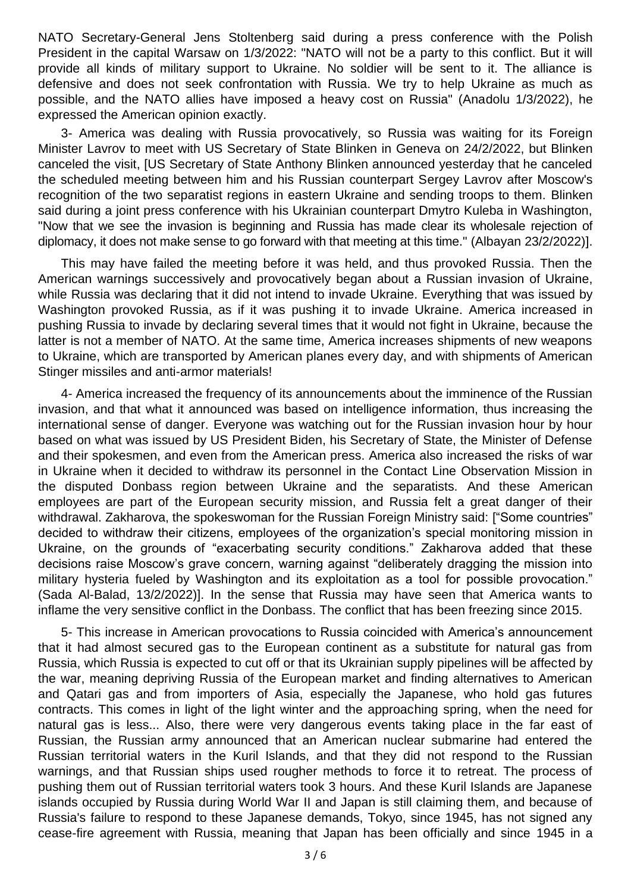NATO Secretary-General Jens Stoltenberg said during a press conference with the Polish President in the capital Warsaw on 1/3/2022: "NATO will not be a party to this conflict. But it will provide all kinds of military support to Ukraine. No soldier will be sent to it. The alliance is defensive and does not seek confrontation with Russia. We try to help Ukraine as much as possible, and the NATO allies have imposed a heavy cost on Russia" (Anadolu 1/3/2022), he expressed the American opinion exactly.

3- America was dealing with Russia provocatively, so Russia was waiting for its Foreign Minister Lavrov to meet with US Secretary of State Blinken in Geneva on 24/2/2022, but Blinken canceled the visit, [US Secretary of State Anthony Blinken announced yesterday that he canceled the scheduled meeting between him and his Russian counterpart Sergey Lavrov after Moscow's recognition of the two separatist regions in eastern Ukraine and sending troops to them. Blinken said during a joint press conference with his Ukrainian counterpart Dmytro Kuleba in Washington, "Now that we see the invasion is beginning and Russia has made clear its wholesale rejection of diplomacy, it does not make sense to go forward with that meeting at this time." (Albayan 23/2/2022)].

This may have failed the meeting before it was held, and thus provoked Russia. Then the American warnings successively and provocatively began about a Russian invasion of Ukraine, while Russia was declaring that it did not intend to invade Ukraine. Everything that was issued by Washington provoked Russia, as if it was pushing it to invade Ukraine. America increased in pushing Russia to invade by declaring several times that it would not fight in Ukraine, because the latter is not a member of NATO. At the same time, America increases shipments of new weapons to Ukraine, which are transported by American planes every day, and with shipments of American Stinger missiles and anti-armor materials!

4- America increased the frequency of its announcements about the imminence of the Russian invasion, and that what it announced was based on intelligence information, thus increasing the international sense of danger. Everyone was watching out for the Russian invasion hour by hour based on what was issued by US President Biden, his Secretary of State, the Minister of Defense and their spokesmen, and even from the American press. America also increased the risks of war in Ukraine when it decided to withdraw its personnel in the Contact Line Observation Mission in the disputed Donbass region between Ukraine and the separatists. And these American employees are part of the European security mission, and Russia felt a great danger of their withdrawal. Zakharova, the spokeswoman for the Russian Foreign Ministry said: ["Some countries" decided to withdraw their citizens, employees of the organization's special monitoring mission in Ukraine, on the grounds of "exacerbating security conditions." Zakharova added that these decisions raise Moscow's grave concern, warning against "deliberately dragging the mission into military hysteria fueled by Washington and its exploitation as a tool for possible provocation." (Sada Al-Balad, 13/2/2022)]. In the sense that Russia may have seen that America wants to inflame the very sensitive conflict in the Donbass. The conflict that has been freezing since 2015.

5- This increase in American provocations to Russia coincided with America's announcement that it had almost secured gas to the European continent as a substitute for natural gas from Russia, which Russia is expected to cut off or that its Ukrainian supply pipelines will be affected by the war, meaning depriving Russia of the European market and finding alternatives to American and Qatari gas and from importers of Asia, especially the Japanese, who hold gas futures contracts. This comes in light of the light winter and the approaching spring, when the need for natural gas is less... Also, there were very dangerous events taking place in the far east of Russian, the Russian army announced that an American nuclear submarine had entered the Russian territorial waters in the Kuril Islands, and that they did not respond to the Russian warnings, and that Russian ships used rougher methods to force it to retreat. The process of pushing them out of Russian territorial waters took 3 hours. And these Kuril Islands are Japanese islands occupied by Russia during World War II and Japan is still claiming them, and because of Russia's failure to respond to these Japanese demands, Tokyo, since 1945, has not signed any cease-fire agreement with Russia, meaning that Japan has been officially and since 1945 in a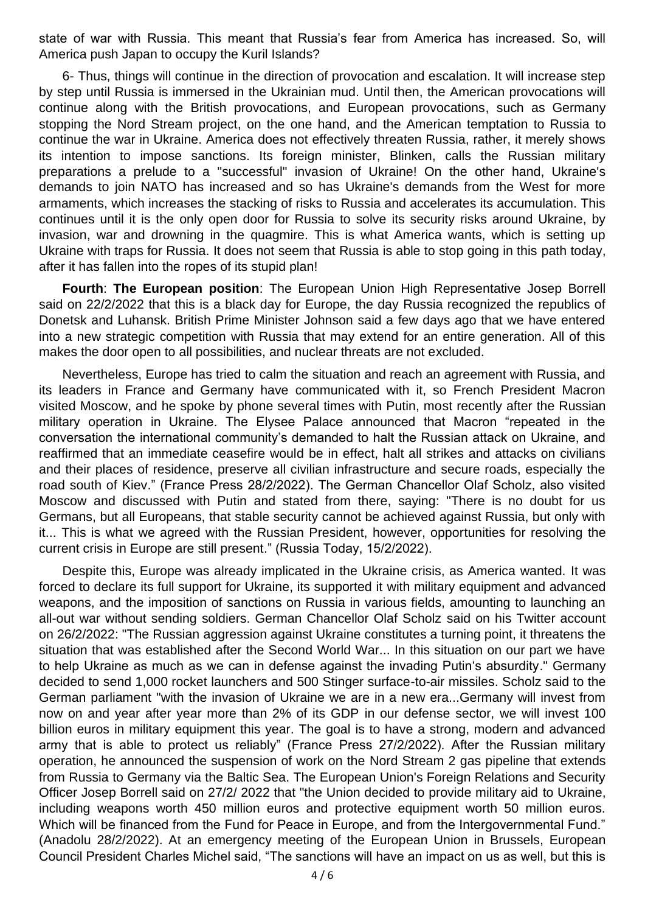state of war with Russia. This meant that Russia's fear from America has increased. So, will America push Japan to occupy the Kuril Islands?

6- Thus, things will continue in the direction of provocation and escalation. It will increase step by step until Russia is immersed in the Ukrainian mud. Until then, the American provocations will continue along with the British provocations, and European provocations, such as Germany stopping the Nord Stream project, on the one hand, and the American temptation to Russia to continue the war in Ukraine. America does not effectively threaten Russia, rather, it merely shows its intention to impose sanctions. Its foreign minister, Blinken, calls the Russian military preparations a prelude to a "successful" invasion of Ukraine! On the other hand, Ukraine's demands to join NATO has increased and so has Ukraine's demands from the West for more armaments, which increases the stacking of risks to Russia and accelerates its accumulation. This continues until it is the only open door for Russia to solve its security risks around Ukraine, by invasion, war and drowning in the quagmire. This is what America wants, which is setting up Ukraine with traps for Russia. It does not seem that Russia is able to stop going in this path today, after it has fallen into the ropes of its stupid plan!

**Fourth**: **The European position**: The European Union High Representative Josep Borrell said on 22/2/2022 that this is a black day for Europe, the day Russia recognized the republics of Donetsk and Luhansk. British Prime Minister Johnson said a few days ago that we have entered into a new strategic competition with Russia that may extend for an entire generation. All of this makes the door open to all possibilities, and nuclear threats are not excluded.

Nevertheless, Europe has tried to calm the situation and reach an agreement with Russia, and its leaders in France and Germany have communicated with it, so French President Macron visited Moscow, and he spoke by phone several times with Putin, most recently after the Russian military operation in Ukraine. The Elysee Palace announced that Macron "repeated in the conversation the international community's demanded to halt the Russian attack on Ukraine, and reaffirmed that an immediate ceasefire would be in effect, halt all strikes and attacks on civilians and their places of residence, preserve all civilian infrastructure and secure roads, especially the road south of Kiev." (France Press 28/2/2022). The German Chancellor Olaf Scholz, also visited Moscow and discussed with Putin and stated from there, saying: "There is no doubt for us Germans, but all Europeans, that stable security cannot be achieved against Russia, but only with it... This is what we agreed with the Russian President, however, opportunities for resolving the current crisis in Europe are still present." (Russia Today, 15/2/2022).

Despite this, Europe was already implicated in the Ukraine crisis, as America wanted. It was forced to declare its full support for Ukraine, its supported it with military equipment and advanced weapons, and the imposition of sanctions on Russia in various fields, amounting to launching an all-out war without sending soldiers. German Chancellor Olaf Scholz said on his Twitter account on 26/2/2022: "The Russian aggression against Ukraine constitutes a turning point, it threatens the situation that was established after the Second World War... In this situation on our part we have to help Ukraine as much as we can in defense against the invading Putin's absurdity." Germany decided to send 1,000 rocket launchers and 500 Stinger surface-to-air missiles. Scholz said to the German parliament "with the invasion of Ukraine we are in a new era...Germany will invest from now on and year after year more than 2% of its GDP in our defense sector, we will invest 100 billion euros in military equipment this year. The goal is to have a strong, modern and advanced army that is able to protect us reliably" (France Press 27/2/2022). After the Russian military operation, he announced the suspension of work on the Nord Stream 2 gas pipeline that extends from Russia to Germany via the Baltic Sea. The European Union's Foreign Relations and Security Officer Josep Borrell said on 27/2/ 2022 that "the Union decided to provide military aid to Ukraine, including weapons worth 450 million euros and protective equipment worth 50 million euros. Which will be financed from the Fund for Peace in Europe, and from the Intergovernmental Fund." (Anadolu 28/2/2022). At an emergency meeting of the European Union in Brussels, European Council President Charles Michel said, "The sanctions will have an impact on us as well, but this is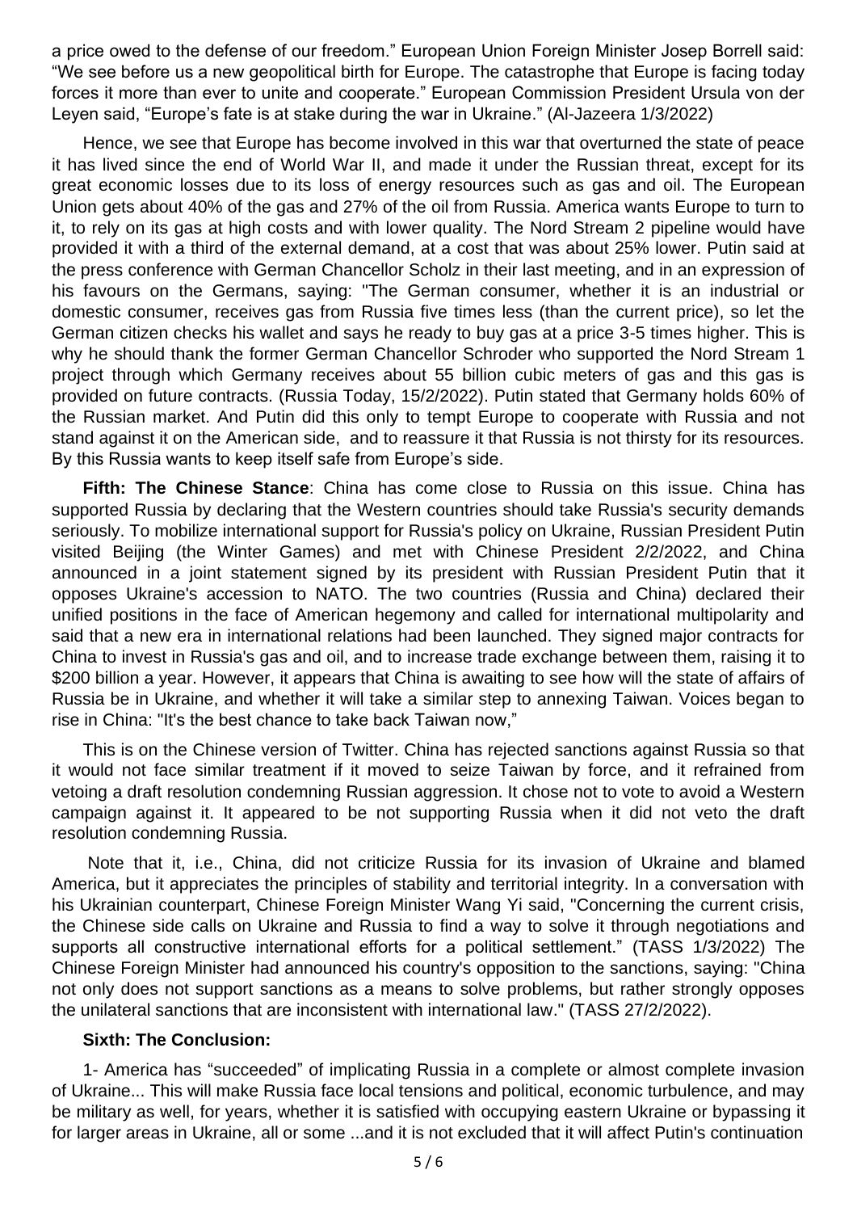a price owed to the defense of our freedom." European Union Foreign Minister Josep Borrell said: "We see before us a new geopolitical birth for Europe. The catastrophe that Europe is facing today forces it more than ever to unite and cooperate." European Commission President Ursula von der Leyen said, "Europe's fate is at stake during the war in Ukraine." (Al-Jazeera 1/3/2022)

Hence, we see that Europe has become involved in this war that overturned the state of peace it has lived since the end of World War II, and made it under the Russian threat, except for its great economic losses due to its loss of energy resources such as gas and oil. The European Union gets about 40% of the gas and 27% of the oil from Russia. America wants Europe to turn to it, to rely on its gas at high costs and with lower quality. The Nord Stream 2 pipeline would have provided it with a third of the external demand, at a cost that was about 25% lower. Putin said at the press conference with German Chancellor Scholz in their last meeting, and in an expression of his favours on the Germans, saying: "The German consumer, whether it is an industrial or domestic consumer, receives gas from Russia five times less (than the current price), so let the German citizen checks his wallet and says he ready to buy gas at a price 3-5 times higher. This is why he should thank the former German Chancellor Schroder who supported the Nord Stream 1 project through which Germany receives about 55 billion cubic meters of gas and this gas is provided on future contracts. (Russia Today, 15/2/2022). Putin stated that Germany holds 60% of the Russian market. And Putin did this only to tempt Europe to cooperate with Russia and not stand against it on the American side, and to reassure it that Russia is not thirsty for its resources. By this Russia wants to keep itself safe from Europe's side.

**Fifth: The Chinese Stance**: China has come close to Russia on this issue. China has supported Russia by declaring that the Western countries should take Russia's security demands seriously. To mobilize international support for Russia's policy on Ukraine, Russian President Putin visited Beijing (the Winter Games) and met with Chinese President 2/2/2022, and China announced in a joint statement signed by its president with Russian President Putin that it opposes Ukraine's accession to NATO. The two countries (Russia and China) declared their unified positions in the face of American hegemony and called for international multipolarity and said that a new era in international relations had been launched. They signed major contracts for China to invest in Russia's gas and oil, and to increase trade exchange between them, raising it to \$200 billion a year. However, it appears that China is awaiting to see how will the state of affairs of Russia be in Ukraine, and whether it will take a similar step to annexing Taiwan. Voices began to rise in China: "It's the best chance to take back Taiwan now,"

This is on the Chinese version of Twitter. China has rejected sanctions against Russia so that it would not face similar treatment if it moved to seize Taiwan by force, and it refrained from vetoing a draft resolution condemning Russian aggression. It chose not to vote to avoid a Western campaign against it. It appeared to be not supporting Russia when it did not veto the draft resolution condemning Russia.

Note that it, i.e., China, did not criticize Russia for its invasion of Ukraine and blamed America, but it appreciates the principles of stability and territorial integrity. In a conversation with his Ukrainian counterpart, Chinese Foreign Minister Wang Yi said, "Concerning the current crisis, the Chinese side calls on Ukraine and Russia to find a way to solve it through negotiations and supports all constructive international efforts for a political settlement." (TASS 1/3/2022) The Chinese Foreign Minister had announced his country's opposition to the sanctions, saying: "China not only does not support sanctions as a means to solve problems, but rather strongly opposes the unilateral sanctions that are inconsistent with international law." (TASS 27/2/2022).

**Sixth: The Conclusion:**

1- America has "succeeded" of implicating Russia in a complete or almost complete invasion of Ukraine... This will make Russia face local tensions and political, economic turbulence, and may be military as well, for years, whether it is satisfied with occupying eastern Ukraine or bypassing it for larger areas in Ukraine, all or some ...and it is not excluded that it will affect Putin's continuation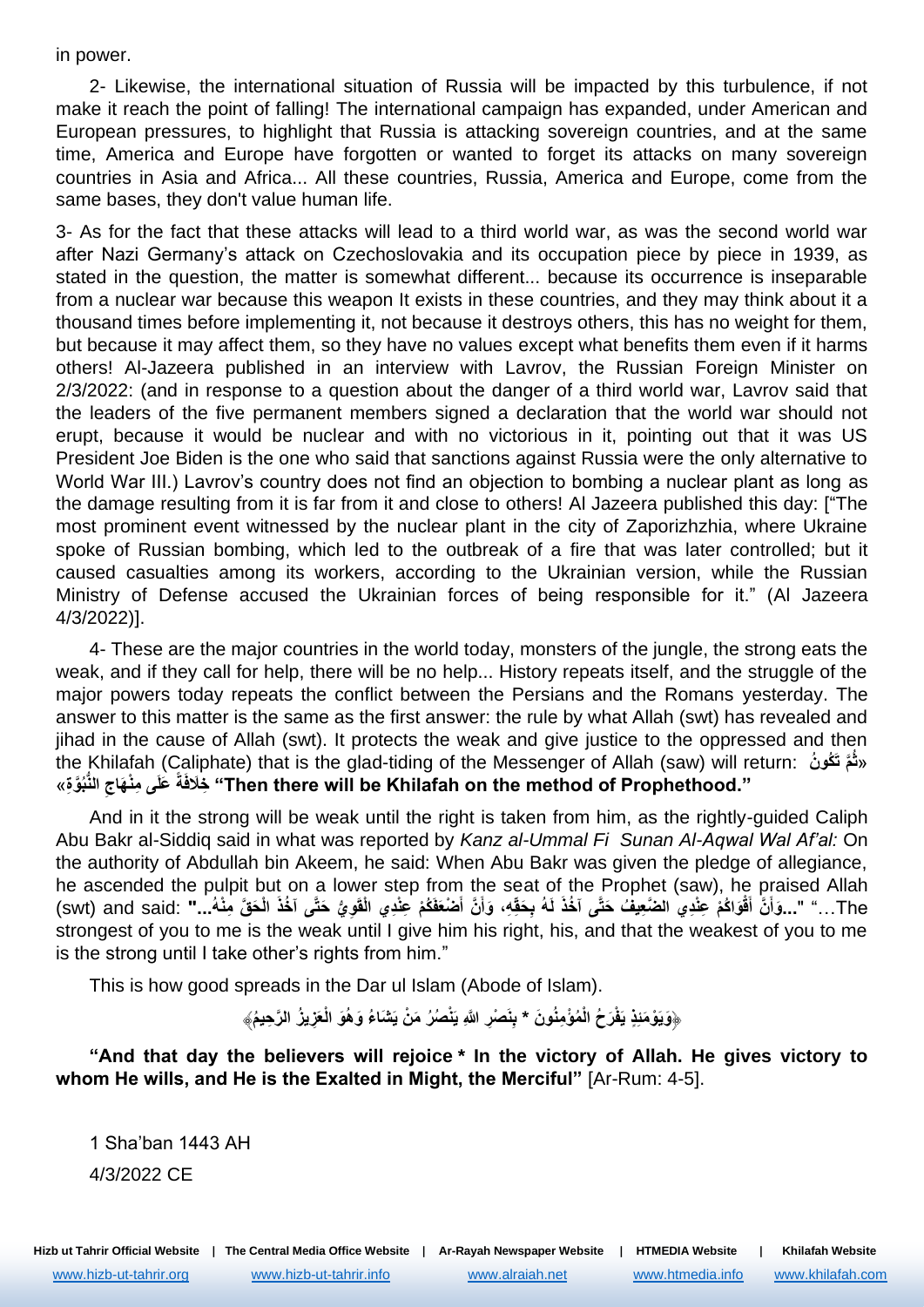in power.

2- Likewise, the international situation of Russia will be impacted by this turbulence, if not make it reach the point of falling! The international campaign has expanded, under American and European pressures, to highlight that Russia is attacking sovereign countries, and at the same time, America and Europe have forgotten or wanted to forget its attacks on many sovereign countries in Asia and Africa... All these countries, Russia, America and Europe, come from the same bases, they don't value human life.

3- As for the fact that these attacks will lead to a third world war, as was the second world war after Nazi Germany's attack on Czechoslovakia and its occupation piece by piece in 1939, as stated in the question, the matter is somewhat different... because its occurrence is inseparable from a nuclear war because this weapon It exists in these countries, and they may think about it a thousand times before implementing it, not because it destroys others, this has no weight for them, but because it may affect them, so they have no values except what benefits them even if it harms others! Al-Jazeera published in an interview with Lavrov, the Russian Foreign Minister on 2/3/2022: (and in response to a question about the danger of a third world war, Lavrov said that the leaders of the five permanent members signed a declaration that the world war should not erupt, because it would be nuclear and with no victorious in it, pointing out that it was US President Joe Biden is the one who said that sanctions against Russia were the only alternative to World War III.) Lavrov's country does not find an objection to bombing a nuclear plant as long as the damage resulting from it is far from it and close to others! Al Jazeera published this day: ["The most prominent event witnessed by the nuclear plant in the city of Zaporizhzhia, where Ukraine spoke of Russian bombing, which led to the outbreak of a fire that was later controlled; but it caused casualties among its workers, according to the Ukrainian version, while the Russian Ministry of Defense accused the Ukrainian forces of being responsible for it." (Al Jazeera 4/3/2022)].

4- These are the major countries in the world today, monsters of the jungle, the strong eats the weak, and if they call for help, there will be no help... History repeats itself, and the struggle of the major powers today repeats the conflict between the Persians and the Romans yesterday. The answer to this matter is the same as the first answer: the rule by what Allah (swt) has revealed and jihad in the cause of Allah (swt). It protects the weak and give justice to the oppressed and then the Khilafah (Caliphate) that is the glad-tiding of the Messenger of Allah (saw) will return: «ثُمَّ تَكُونُ خِلَافَةً عَلَى مِنْهَاجِ النُّبُوَّةِ» **"Then there will be Khilafah on the method of Prophethood."**

And in it the strong will be weak until the right is taken from him, as the rightly-guided Caliph Abu Bakr al-Siddiq said in what was reported by *Kanz al-Ummal Fi Sunan Al-Aqwal Wal Af'al:* On the authority of Abdullah bin Akeem, he said: When Abu Bakr was given the pledge of allegiance, he ascended the pulpit but on a lower step from the seat of the Prophet (saw), he praised Allah (swt) and said: **"...وَأَنَّ أَقْوَاكُمْ عِنْدِي الضَّعِيفُ حَتَّى آخُذَ لَهُ بِحَقِّهِ، وَأَنَّ أَضْعَفَكُمْ عِنْدِي الْقَوِيُّ حَتَّى آخُذَ الْحَقَّ مِنْهُ..."** "...The strongest of you to me is the weak until I give him his right, his, and that the weakest of you to me is the strong until I take other's rights from him."

This is how good spreads in the Dar ul Islam (Abode of Islam).

﴿وَيَوْمَئِذٍ يَفْرَحُ الْمُؤْمِنُونَ * بِنَصْرِ اللَّهِ يَنْصُرُ مَنْ يَشَاءُ وَهُوَ الْعَزِيزُ الرَّحِيمُ﴾

**"And that day the believers will rejoice * In the victory of Allah. He gives victory to whom He wills, and He is the Exalted in Might, the Merciful"** [Ar-Rum: 4-5].

1 Sha'ban 1443 AH

4/3/2022 CE